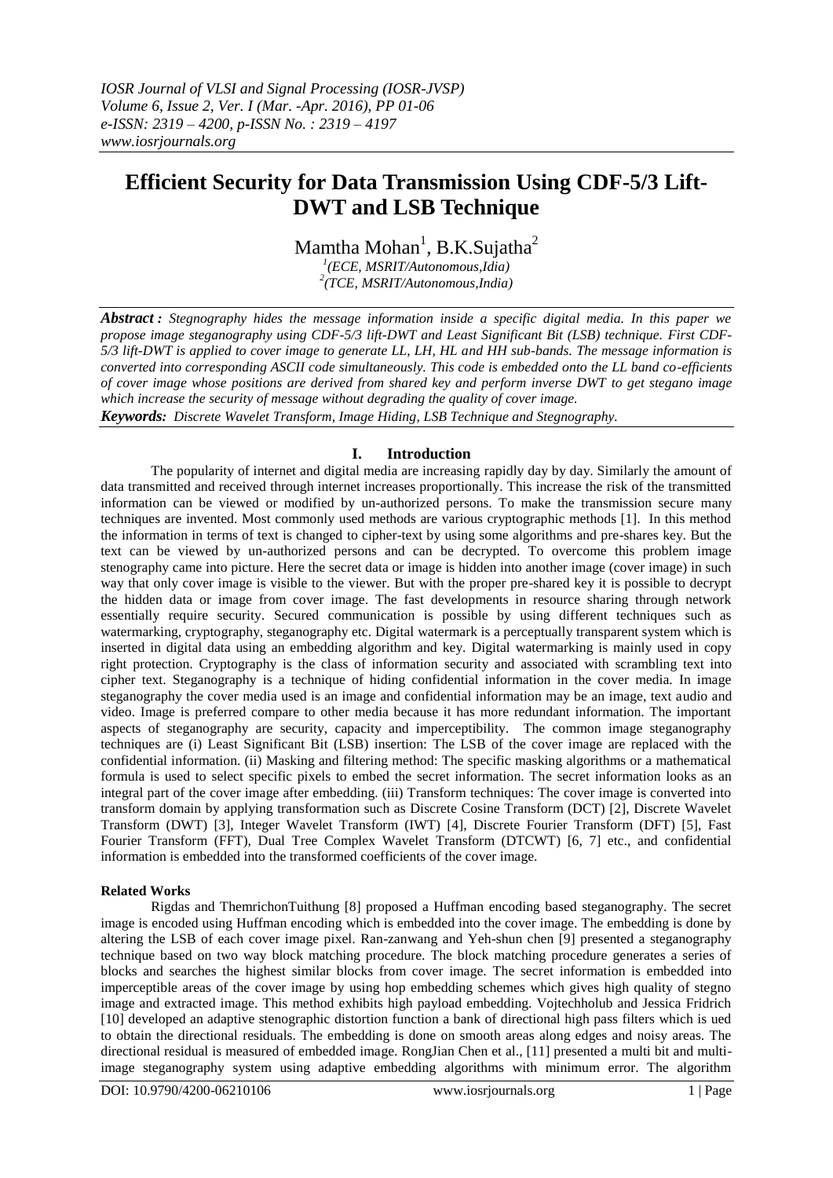# Efficient Security for Data Transmission Using CDF-5/3 Lift-DWT and LSB Technique

Mamtha Mohan[1], B.K.Sujatha[2]

[1](ECE, MSRIT/Autonomous,Idia)
[2](TCE, MSRIT/Autonomous,India)

***Abstract :*** *Stegnography hides the message information inside a specific digital media. In this paper we propose image steganography using CDF-5/3 lift-DWT and Least Significant Bit (LSB) technique. First CDF-5/3 lift-DWT is applied to cover image to generate LL, LH, HL and HH sub-bands. The message information is converted into corresponding ASCII code simultaneously. This code is embedded onto the LL band co-efficients of cover image whose positions are derived from shared key and perform inverse DWT to get stegano image which increase the security of message without degrading the quality of cover image.*

***Keywords:*** *Discrete Wavelet Transform, Image Hiding, LSB Technique and Stegnography.*

## I. Introduction

The popularity of internet and digital media are increasing rapidly day by day. Similarly the amount of data transmitted and received through internet increases proportionally. This increase the risk of the transmitted information can be viewed or modified by un-authorized persons. To make the transmission secure many techniques are invented. Most commonly used methods are various cryptographic methods [1]. In this method the information in terms of text is changed to cipher-text by using some algorithms and pre-shares key. But the text can be viewed by un-authorized persons and can be decrypted. To overcome this problem image stenography came into picture. Here the secret data or image is hidden into another image (cover image) in such way that only cover image is visible to the viewer. But with the proper pre-shared key it is possible to decrypt the hidden data or image from cover image. The fast developments in resource sharing through network essentially require security. Secured communication is possible by using different techniques such as watermarking, cryptography, steganography etc. Digital watermark is a perceptually transparent system which is inserted in digital data using an embedding algorithm and key. Digital watermarking is mainly used in copy right protection. Cryptography is the class of information security and associated with scrambling text into cipher text. Steganography is a technique of hiding confidential information in the cover media. In image steganography the cover media used is an image and confidential information may be an image, text audio and video. Image is preferred compare to other media because it has more redundant information. The important aspects of steganography are security, capacity and imperceptibility. The common image steganography techniques are (i) Least Significant Bit (LSB) insertion: The LSB of the cover image are replaced with the confidential information. (ii) Masking and filtering method: The specific masking algorithms or a mathematical formula is used to select specific pixels to embed the secret information. The secret information looks as an integral part of the cover image after embedding. (iii) Transform techniques: The cover image is converted into transform domain by applying transformation such as Discrete Cosine Transform (DCT) [2], Discrete Wavelet Transform (DWT) [3], Integer Wavelet Transform (IWT) [4], Discrete Fourier Transform (DFT) [5], Fast Fourier Transform (FFT), Dual Tree Complex Wavelet Transform (DTCWT) [6, 7] etc., and confidential information is embedded into the transformed coefficients of the cover image.

### Related Works

Rigdas and ThemrichonTuithung [8] proposed a Huffman encoding based steganography. The secret image is encoded using Huffman encoding which is embedded into the cover image. The embedding is done by altering the LSB of each cover image pixel. Ran-zanwang and Yeh-shun chen [9] presented a steganography technique based on two way block matching procedure. The block matching procedure generates a series of blocks and searches the highest similar blocks from cover image. The secret information is embedded into imperceptible areas of the cover image by using hop embedding schemes which gives high quality of stegno image and extracted image. This method exhibits high payload embedding. Vojtechholub and Jessica Fridrich [10] developed an adaptive stenographic distortion function a bank of directional high pass filters which is used to obtain the directional residuals. The embedding is done on smooth areas along edges and noisy areas. The directional residual is measured of embedded image. RongJian Chen et al., [11] presented a multi bit and multi-image steganography system using adaptive embedding algorithms with minimum error. The algorithm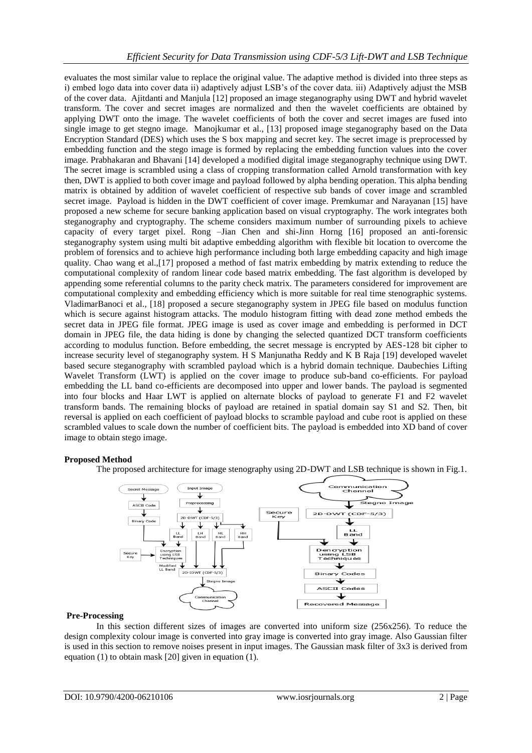evaluates the most similar value to replace the original value. The adaptive method is divided into three steps as i) embed logo data into cover data ii) adaptively adjust LSB's of the cover data. iii) Adaptively adjust the MSB of the cover data. Ajitdanti and Manjula [12] proposed an image steganography using DWT and hybrid wavelet transform. The cover and secret images are normalized and then the wavelet coefficients are obtained by applying DWT onto the image. The wavelet coefficients of both the cover and secret images are fused into single image to get stegno image. Manojkumar et al., [13] proposed image steganography based on the Data Encryption Standard (DES) which uses the S box mapping and secret key. The secret image is preprocessed by embedding function and the stego image is formed by replacing the embedding function values into the cover image. Prabhakaran and Bhavani [14] developed a modified digital image steganography technique using DWT. The secret image is scrambled using a class of cropping transformation called Arnold transformation with key then, DWT is applied to both cover image and payload followed by alpha bending operation. This alpha bending matrix is obtained by addition of wavelet coefficient of respective sub bands of cover image and scrambled secret image. Payload is hidden in the DWT coefficient of cover image. Premkumar and Narayanan [15] have proposed a new scheme for secure banking application based on visual cryptography. The work integrates both steganography and cryptography. The scheme considers maximum number of surrounding pixels to achieve capacity of every target pixel. Rong –Jian Chen and shi-Jinn Horng [16] proposed an anti-forensic steganography system using multi bit adaptive embedding algorithm with flexible bit location to overcome the problem of forensics and to achieve high performance including both large embedding capacity and high image quality. Chao wang et al.,[17] proposed a method of fast matrix embedding by matrix extending to reduce the computational complexity of random linear code based matrix embedding. The fast algorithm is developed by appending some referential columns to the parity check matrix. The parameters considered for improvement are computational complexity and embedding efficiency which is more suitable for real time stenographic systems. VladimarBanoci et al., [18] proposed a secure steganography system in JPEG file based on modulus function which is secure against histogram attacks. The modulo histogram fitting with dead zone method embeds the secret data in JPEG file format. JPEG image is used as cover image and embedding is performed in DCT domain in JPEG file, the data hiding is done by changing the selected quantized DCT transform coefficients according to modulus function. Before embedding, the secret message is encrypted by AES-128 bit cipher to increase security level of steganography system. H S Manjunatha Reddy and K B Raja [19] developed wavelet based secure steganography with scrambled payload which is a hybrid domain technique. Daubechies Lifting Wavelet Transform (LWT) is applied on the cover image to produce sub-band co-efficients. For payload embedding the LL band co-efficients are decomposed into upper and lower bands. The payload is segmented into four blocks and Haar LWT is applied on alternate blocks of payload to generate F1 and F2 wavelet transform bands. The remaining blocks of payload are retained in spatial domain say S1 and S2. Then, bit reversal is applied on each coefficient of payload blocks to scramble payload and cube root is applied on these scrambled values to scale down the number of coefficient bits. The payload is embedded into XD band of cover image to obtain stego image.

**Proposed Method**

The proposed architecture for image stenography using 2D-DWT and LSB technique is shown in Fig.1.

**Pre-Processing**

In this section different sizes of images are converted into uniform size (256x256). To reduce the design complexity colour image is converted into gray image is converted into gray image. Also Gaussian filter is used in this section to remove noises present in input images. The Gaussian mask filter of 3x3 is derived from equation (1) to obtain mask [20] given in equation (1).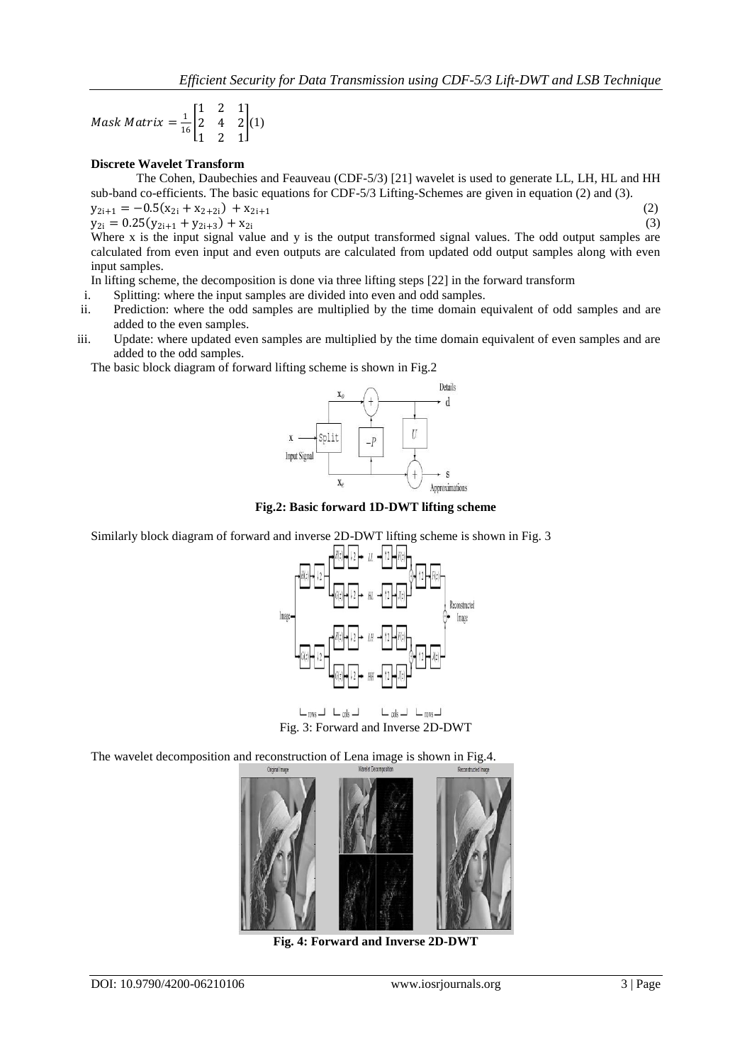$$Mask\ Matrix = \frac{1}{16}\begin{bmatrix} 1 & 2 & 1 \\ 2 & 4 & 2 \\ 1 & 2 & 1 \end{bmatrix} \quad (1)$$

**Discrete Wavelet Transform**

The Cohen, Daubechies and Feauveau (CDF-5/3) [21] wavelet is used to generate LL, LH, HL and HH sub-band co-efficients. The basic equations for CDF-5/3 Lifting-Schemes are given in equation (2) and (3).

$$y_{2i+1} = -0.5(x_{2i} + x_{2+2i}) + x_{2i+1} \quad (2)$$

$$y_{2i} = 0.25(y_{2i+1} + y_{2i+3}) + x_{2i} \quad (3)$$

Where x is the input signal value and y is the output transformed signal values. The odd output samples are calculated from even input and even outputs are calculated from updated odd output samples along with even input samples.

In lifting scheme, the decomposition is done via three lifting steps [22] in the forward transform

i. Splitting: where the input samples are divided into even and odd samples.
ii. Prediction: where the odd samples are multiplied by the time domain equivalent of odd samples and are added to the even samples.
iii. Update: where updated even samples are multiplied by the time domain equivalent of even samples and are added to the odd samples.

The basic block diagram of forward lifting scheme is shown in Fig.2

**Fig.2: Basic forward 1D-DWT lifting scheme**

Similarly block diagram of forward and inverse 2D-DWT lifting scheme is shown in Fig. 3

Fig. 3: Forward and Inverse 2D-DWT

The wavelet decomposition and reconstruction of Lena image is shown in Fig.4.

**Fig. 4: Forward and Inverse 2D-DWT**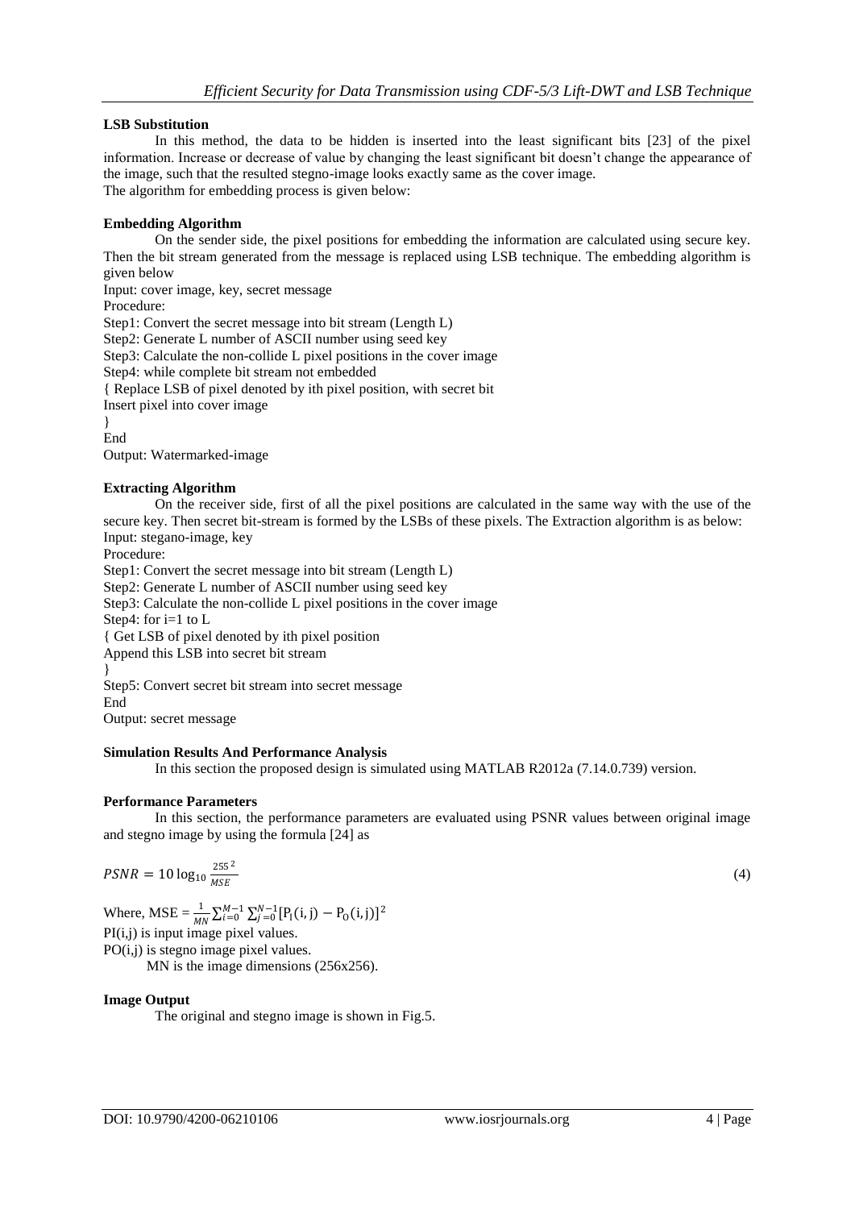### LSB Substitution

In this method, the data to be hidden is inserted into the least significant bits [23] of the pixel information. Increase or decrease of value by changing the least significant bit doesn't change the appearance of the image, such that the resulted stegno-image looks exactly same as the cover image.
The algorithm for embedding process is given below:

### Embedding Algorithm

On the sender side, the pixel positions for embedding the information are calculated using secure key. Then the bit stream generated from the message is replaced using LSB technique. The embedding algorithm is given below

Input: cover image, key, secret message
Procedure:
Step1: Convert the secret message into bit stream (Length L)
Step2: Generate L number of ASCII number using seed key
Step3: Calculate the non-collide L pixel positions in the cover image
Step4: while complete bit stream not embedded
{ Replace LSB of pixel denoted by ith pixel position, with secret bit
Insert pixel into cover image
}
End
Output: Watermarked-image

### Extracting Algorithm

On the receiver side, first of all the pixel positions are calculated in the same way with the use of the secure key. Then secret bit-stream is formed by the LSBs of these pixels. The Extraction algorithm is as below:

Input: stegano-image, key
Procedure:
Step1: Convert the secret message into bit stream (Length L)
Step2: Generate L number of ASCII number using seed key
Step3: Calculate the non-collide L pixel positions in the cover image
Step4: for i=1 to L
{ Get LSB of pixel denoted by ith pixel position
Append this LSB into secret bit stream
}
Step5: Convert secret bit stream into secret message
End
Output: secret message

### Simulation Results And Performance Analysis

In this section the proposed design is simulated using MATLAB R2012a (7.14.0.739) version.

### Performance Parameters

In this section, the performance parameters are evaluated using PSNR values between original image and stegno image by using the formula [24] as

$$PSNR = 10\log_{10}\frac{255^2}{MSE} \tag{4}$$

Where, $\text{MSE} = \frac{1}{MN}\sum_{i=0}^{M-1}\sum_{j=0}^{N-1}[\text{P}_\text{I}(\text{i},\text{j}) - \text{P}_\text{O}(\text{i},\text{j})]^2$

PI(i,j) is input image pixel values.
PO(i,j) is stegno image pixel values.
MN is the image dimensions (256x256).

### Image Output

The original and stegno image is shown in Fig.5.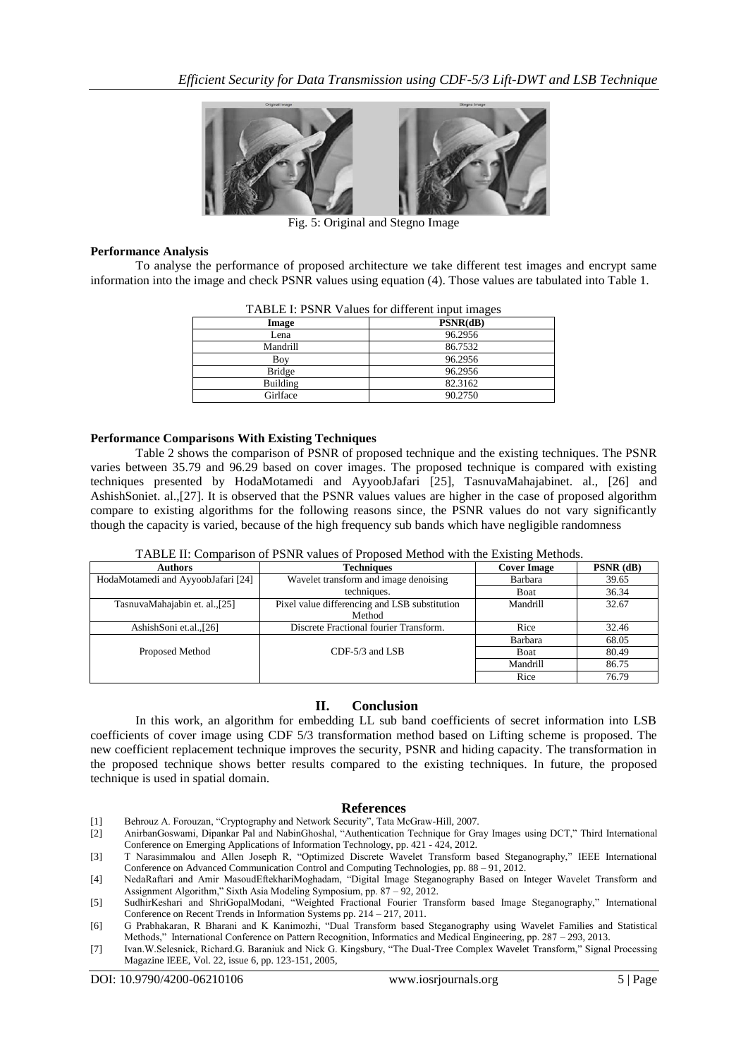Fig. 5: Original and Stegno Image

#### Performance Analysis

To analyse the performance of proposed architecture we take different test images and encrypt same information into the image and check PSNR values using equation (4). Those values are tabulated into Table 1.

TABLE I: PSNR Values for different input images

| Image | PSNR(dB) |
|---|---|
| Lena | 96.2956 |
| Mandrill | 86.7532 |
| Boy | 96.2956 |
| Bridge | 96.2956 |
| Building | 82.3162 |
| Girlface | 90.2750 |

#### Performance Comparisons With Existing Techniques

Table 2 shows the comparison of PSNR of proposed technique and the existing techniques. The PSNR varies between 35.79 and 96.29 based on cover images. The proposed technique is compared with existing techniques presented by HodaMotamedi and AyyoobJafari [25], TasnuvaMahajabinet. al., [26] and AshishSoniet. al.,[27]. It is observed that the PSNR values values are higher in the case of proposed algorithm compare to existing algorithms for the following reasons since, the PSNR values do not vary significantly though the capacity is varied, because of the high frequency sub bands which have negligible randomness

TABLE II: Comparison of PSNR values of Proposed Method with the Existing Methods.

| Authors | Techniques | Cover Image | PSNR (dB) |
|---|---|---|---|
| HodaMotamedi and AyyoobJafari [24] | Wavelet transform and image denoising techniques. | Barbara | 39.65 |
| | | Boat | 36.34 |
| TasnuvaMahajabin et. al.,[25] | Pixel value differencing and LSB substitution Method | Mandrill | 32.67 |
| AshishSoni et.al.,[26] | Discrete Fractional fourier Transform. | Rice | 32.46 |
| Proposed Method | CDF-5/3 and LSB | Barbara | 68.05 |
| | | Boat | 80.49 |
| | | Mandrill | 86.75 |
| | | Rice | 76.79 |

## II. Conclusion

In this work, an algorithm for embedding LL sub band coefficients of secret information into LSB coefficients of cover image using CDF 5/3 transformation method based on Lifting scheme is proposed. The new coefficient replacement technique improves the security, PSNR and hiding capacity. The transformation in the proposed technique shows better results compared to the existing techniques. In future, the proposed technique is used in spatial domain.

## References

[1] Behrouz A. Forouzan, "Cryptography and Network Security", Tata McGraw-Hill, 2007.

[2] AnirbanGoswami, Dipankar Pal and NabinGhoshal, "Authentication Technique for Gray Images using DCT," Third International Conference on Emerging Applications of Information Technology, pp. 421 - 424, 2012.

[3] T Narasimmalou and Allen Joseph R, "Optimized Discrete Wavelet Transform based Steganography," IEEE International Conference on Advanced Communication Control and Computing Technologies, pp. 88 – 91, 2012.

[4] NedaRaftari and Amir MasoudEftekhariMoghadam, "Digital Image Steganography Based on Integer Wavelet Transform and Assignment Algorithm," Sixth Asia Modeling Symposium, pp. 87 – 92, 2012.

[5] SudhirKeshari and ShriGopalModani, "Weighted Fractional Fourier Transform based Image Steganography," International Conference on Recent Trends in Information Systems pp. 214 – 217, 2011.

[6] G Prabhakaran, R Bharani and K Kanimozhi, "Dual Transform based Steganography using Wavelet Families and Statistical Methods," International Conference on Pattern Recognition, Informatics and Medical Engineering, pp. 287 – 293, 2013.

[7] Ivan.W.Selesnick, Richard.G. Baraniuk and Nick G. Kingsbury, "The Dual-Tree Complex Wavelet Transform," Signal Processing Magazine IEEE, Vol. 22, issue 6, pp. 123-151, 2005,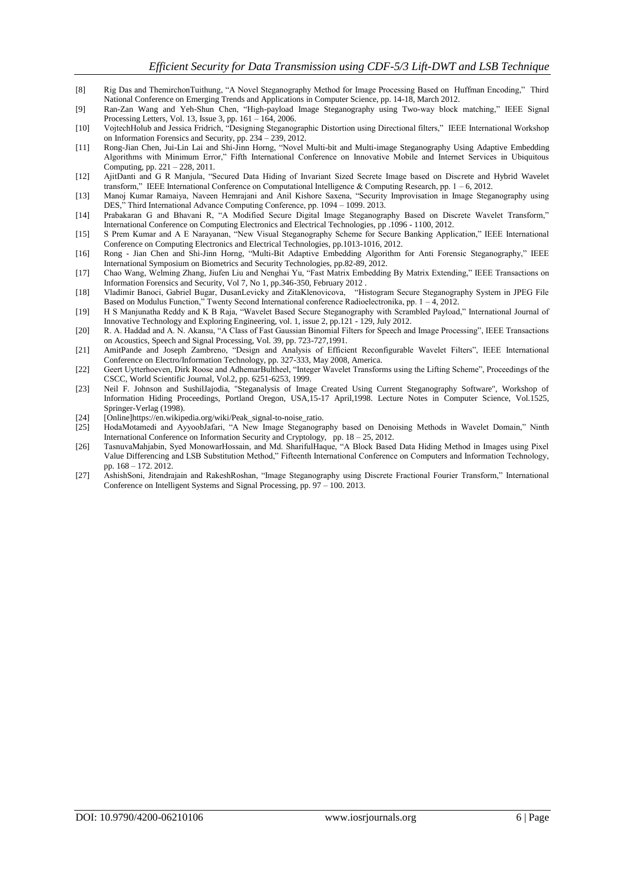[8] Rig Das and ThemirchonTuithung, “A Novel Steganography Method for Image Processing Based on Huffman Encoding,” Third National Conference on Emerging Trends and Applications in Computer Science, pp. 14-18, March 2012.

[9] Ran-Zan Wang and Yeh-Shun Chen, “High-payload Image Steganography using Two-way block matching,” IEEE Signal Processing Letters, Vol. 13, Issue 3, pp. 161 – 164, 2006.

[10] VojtechHolub and Jessica Fridrich, “Designing Steganographic Distortion using Directional filters,” IEEE International Workshop on Information Forensics and Security, pp. 234 – 239, 2012.

[11] Rong-Jian Chen, Jui-Lin Lai and Shi-Jinn Horng, “Novel Multi-bit and Multi-image Steganography Using Adaptive Embedding Algorithms with Minimum Error,” Fifth International Conference on Innovative Mobile and Internet Services in Ubiquitous Computing, pp. 221 – 228, 2011.

[12] AjitDanti and G R Manjula, “Secured Data Hiding of Invariant Sized Secrete Image based on Discrete and Hybrid Wavelet transform,” IEEE International Conference on Computational Intelligence & Computing Research, pp. 1 – 6, 2012.

[13] Manoj Kumar Ramaiya, Naveen Hemrajani and Anil Kishore Saxena, “Security Improvisation in Image Steganography using DES,” Third International Advance Computing Conference, pp. 1094 – 1099. 2013.

[14] Prabakaran G and Bhavani R, “A Modified Secure Digital Image Steganography Based on Discrete Wavelet Transform,” International Conference on Computing Electronics and Electrical Technologies, pp .1096 - 1100, 2012.

[15] S Prem Kumar and A E Narayanan, “New Visual Steganography Scheme for Secure Banking Application,” IEEE International Conference on Computing Electronics and Electrical Technologies, pp.1013-1016, 2012.

[16] Rong - Jian Chen and Shi-Jinn Horng, “Multi-Bit Adaptive Embedding Algorithm for Anti Forensic Steganography,” IEEE International Symposium on Biometrics and Security Technologies, pp.82-89, 2012.

[17] Chao Wang, Welming Zhang, Jiufen Liu and Nenghai Yu, “Fast Matrix Embedding By Matrix Extending,” IEEE Transactions on Information Forensics and Security, Vol 7, No 1, pp.346-350, February 2012 .

[18] Vladimir Banoci, Gabriel Bugar, DusanLevicky and ZitaKlenovicova, “Histogram Secure Steganography System in JPEG File Based on Modulus Function,” Twenty Second International conference Radioelectronika, pp. 1 – 4, 2012.

[19] H S Manjunatha Reddy and K B Raja, “Wavelet Based Secure Steganography with Scrambled Payload,” International Journal of Innovative Technology and Exploring Engineering, vol. 1, issue 2, pp.121 - 129, July 2012.

[20] R. A. Haddad and A. N. Akansu, “A Class of Fast Gaussian Binomial Filters for Speech and Image Processing”, IEEE Transactions on Acoustics, Speech and Signal Processing, Vol. 39, pp. 723-727,1991.

[21] AmitPande and Joseph Zambreno, “Design and Analysis of Efficient Reconfigurable Wavelet Filters”, IEEE International Conference on Electro/Information Technology, pp. 327-333, May 2008, America.

[22] Geert Uytterhoeven, Dirk Roose and AdhemarBultheel, “Integer Wavelet Transforms using the Lifting Scheme”, Proceedings of the CSCC, World Scientific Journal, Vol.2, pp. 6251-6253, 1999.

[23] Neil F. Johnson and SushilJajodia, "Steganalysis of Image Created Using Current Steganography Software", Workshop of Information Hiding Proceedings, Portland Oregon, USA,15-17 April,1998. Lecture Notes in Computer Science, Vol.1525, Springer-Verlag (1998).

[24] [Online]https://en.wikipedia.org/wiki/Peak_signal-to-noise_ratio.

[25] HodaMotamedi and AyyoobJafari, “A New Image Steganography based on Denoising Methods in Wavelet Domain,” Ninth International Conference on Information Security and Cryptology, pp. 18 – 25, 2012.

[26] TasnuvaMahjabin, Syed MonowarHossain, and Md. SharifulHaque, “A Block Based Data Hiding Method in Images using Pixel Value Differencing and LSB Substitution Method,” Fifteenth International Conference on Computers and Information Technology, pp. 168 – 172. 2012.

[27] AshishSoni, Jitendrajain and RakeshRoshan, “Image Steganography using Discrete Fractional Fourier Transform,” International Conference on Intelligent Systems and Signal Processing, pp. 97 – 100. 2013.